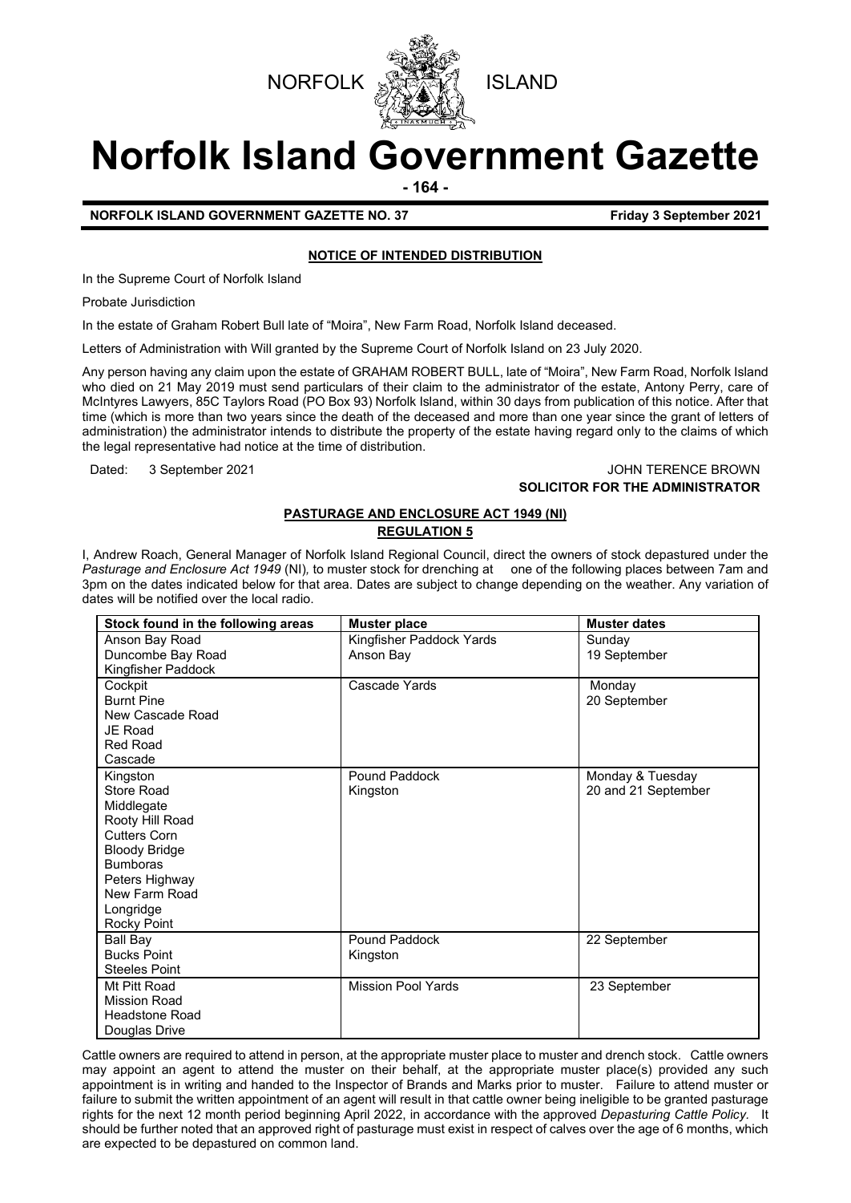NORFOLK ISLAND

# Norfolk Island Government Gazette

**NORFOLK ISLAND GOVERNMENT GAZETTE NO. 37** **Friday 3 September 2021**

## NOTICE OF INTENDED DISTRIBUTION

In the Supreme Court of Norfolk Island

Probate Jurisdiction

In the estate of Graham Robert Bull late of "Moira", New Farm Road, Norfolk Island deceased.

Letters of Administration with Will granted by the Supreme Court of Norfolk Island on 23 July 2020.

Any person having any claim upon the estate of GRAHAM ROBERT BULL, late of "Moira", New Farm Road, Norfolk Island who died on 21 May 2019 must send particulars of their claim to the administrator of the estate, Antony Perry, care of McIntyres Lawyers, 85C Taylors Road (PO Box 93) Norfolk Island, within 30 days from publication of this notice. After that time (which is more than two years since the death of the deceased and more than one year since the grant of letters of administration) the administrator intends to distribute the property of the estate having regard only to the claims of which the legal representative had notice at the time of distribution.

Dated: 3 September 2021

JOHN TERENCE BROWN
**SOLICITOR FOR THE ADMINISTRATOR**

## PASTURAGE AND ENCLOSURE ACT 1949 (NI)
## REGULATION 5

I, Andrew Roach, General Manager of Norfolk Island Regional Council, direct the owners of stock depastured under the *Pasturage and Enclosure Act 1949* (NI), to muster stock for drenching at one of the following places between 7am and 3pm on the dates indicated below for that area. Dates are subject to change depending on the weather. Any variation of dates will be notified over the local radio.

| Stock found in the following areas | Muster place | Muster dates |
|---|---|---|
| Anson Bay Road<br>Duncombe Bay Road<br>Kingfisher Paddock | Kingfisher Paddock Yards<br>Anson Bay | Sunday<br>19 September |
| Cockpit<br>Burnt Pine<br>New Cascade Road<br>JE Road<br>Red Road<br>Cascade | Cascade Yards | Monday<br>20 September |
| Kingston<br>Store Road<br>Middlegate<br>Rooty Hill Road<br>Cutters Corn<br>Bloody Bridge<br>Bumboras<br>Peters Highway<br>New Farm Road<br>Longridge<br>Rocky Point | Pound Paddock<br>Kingston | Monday & Tuesday<br>20 and 21 September |
| Ball Bay<br>Bucks Point<br>Steeles Point | Pound Paddock<br>Kingston | 22 September |
| Mt Pitt Road<br>Mission Road<br>Headstone Road<br>Douglas Drive | Mission Pool Yards | 23 September |

Cattle owners are required to attend in person, at the appropriate muster place to muster and drench stock. Cattle owners may appoint an agent to attend the muster on their behalf, at the appropriate muster place(s) provided any such appointment is in writing and handed to the Inspector of Brands and Marks prior to muster. Failure to attend muster or failure to submit the written appointment of an agent will result in that cattle owner being ineligible to be granted pasturage rights for the next 12 month period beginning April 2022, in accordance with the approved *Depasturing Cattle Policy.* It should be further noted that an approved right of pasturage must exist in respect of calves over the age of 6 months, which are expected to be depastured on common land.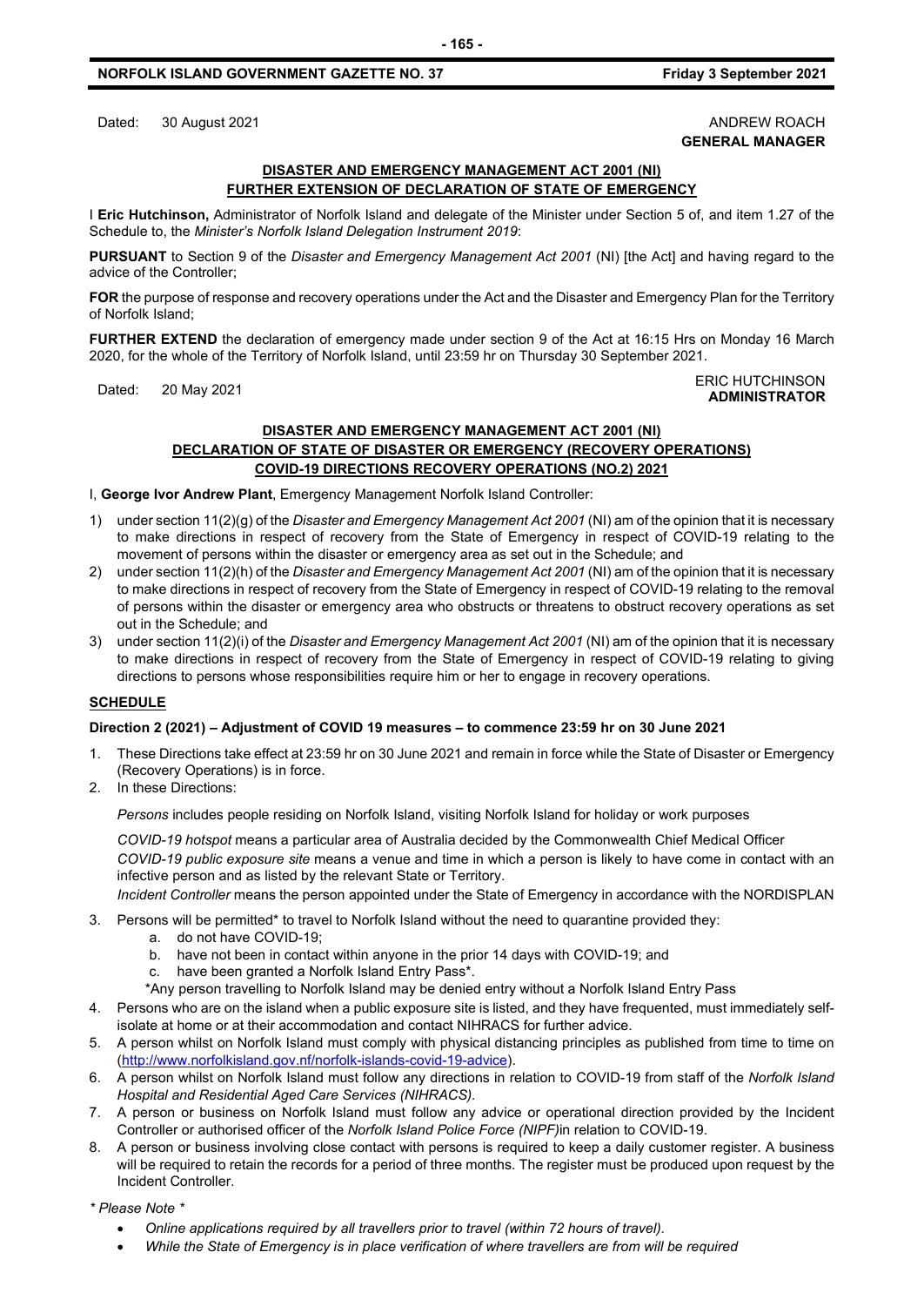Dated: 30 August 2021

ANDREW ROACH
**GENERAL MANAGER**

## DISASTER AND EMERGENCY MANAGEMENT ACT 2001 (NI)
## FURTHER EXTENSION OF DECLARATION OF STATE OF EMERGENCY

I **Eric Hutchinson,** Administrator of Norfolk Island and delegate of the Minister under Section 5 of, and item 1.27 of the Schedule to, the *Minister's Norfolk Island Delegation Instrument 2019*:

**PURSUANT** to Section 9 of the *Disaster and Emergency Management Act 2001* (NI) [the Act] and having regard to the advice of the Controller;

**FOR** the purpose of response and recovery operations under the Act and the Disaster and Emergency Plan for the Territory of Norfolk Island;

**FURTHER EXTEND** the declaration of emergency made under section 9 of the Act at 16:15 Hrs on Monday 16 March 2020, for the whole of the Territory of Norfolk Island, until 23:59 hr on Thursday 30 September 2021.

Dated: 20 May 2021

ERIC HUTCHINSON
**ADMINISTRATOR**

## DISASTER AND EMERGENCY MANAGEMENT ACT 2001 (NI)
## DECLARATION OF STATE OF DISASTER OR EMERGENCY (RECOVERY OPERATIONS)
## COVID-19 DIRECTIONS RECOVERY OPERATIONS (NO.2) 2021

I, **George Ivor Andrew Plant**, Emergency Management Norfolk Island Controller:

1) under section 11(2)(g) of the *Disaster and Emergency Management Act 2001* (NI) am of the opinion that it is necessary to make directions in respect of recovery from the State of Emergency in respect of COVID-19 relating to the movement of persons within the disaster or emergency area as set out in the Schedule; and
2) under section 11(2)(h) of the *Disaster and Emergency Management Act 2001* (NI) am of the opinion that it is necessary to make directions in respect of recovery from the State of Emergency in respect of COVID-19 relating to the removal of persons within the disaster or emergency area who obstructs or threatens to obstruct recovery operations as set out in the Schedule; and
3) under section 11(2)(i) of the *Disaster and Emergency Management Act 2001* (NI) am of the opinion that it is necessary to make directions in respect of recovery from the State of Emergency in respect of COVID-19 relating to giving directions to persons whose responsibilities require him or her to engage in recovery operations.

### SCHEDULE

**Direction 2 (2021) – Adjustment of COVID 19 measures – to commence 23:59 hr on 30 June 2021**

1. These Directions take effect at 23:59 hr on 30 June 2021 and remain in force while the State of Disaster or Emergency (Recovery Operations) is in force.
2. In these Directions:

   *Persons* includes people residing on Norfolk Island, visiting Norfolk Island for holiday or work purposes

   *COVID-19 hotspot* means a particular area of Australia decided by the Commonwealth Chief Medical Officer

   *COVID-19 public exposure site* means a venue and time in which a person is likely to have come in contact with an infective person and as listed by the relevant State or Territory.

   *Incident Controller* means the person appointed under the State of Emergency in accordance with the NORDISPLAN

3. Persons will be permitted* to travel to Norfolk Island without the need to quarantine provided they:
   a. do not have COVID-19;
   b. have not been in contact within anyone in the prior 14 days with COVID-19; and
   c. have been granted a Norfolk Island Entry Pass*.

   *Any person travelling to Norfolk Island may be denied entry without a Norfolk Island Entry Pass
4. Persons who are on the island when a public exposure site is listed, and they have frequented, must immediately self-isolate at home or at their accommodation and contact NIHRACS for further advice.
5. A person whilst on Norfolk Island must comply with physical distancing principles as published from time to time on (http://www.norfolkisland.gov.nf/norfolk-islands-covid-19-advice).
6. A person whilst on Norfolk Island must follow any directions in relation to COVID-19 from staff of the *Norfolk Island Hospital and Residential Aged Care Services (NIHRACS).*
7. A person or business on Norfolk Island must follow any advice or operational direction provided by the Incident Controller or authorised officer of the *Norfolk Island Police Force (NIPF)*in relation to COVID-19.
8. A person or business involving close contact with persons is required to keep a daily customer register. A business will be required to retain the records for a period of three months. The register must be produced upon request by the Incident Controller.

*\* Please Note \**

- *Online applications required by all travellers prior to travel (within 72 hours of travel).*
- *While the State of Emergency is in place verification of where travellers are from will be required*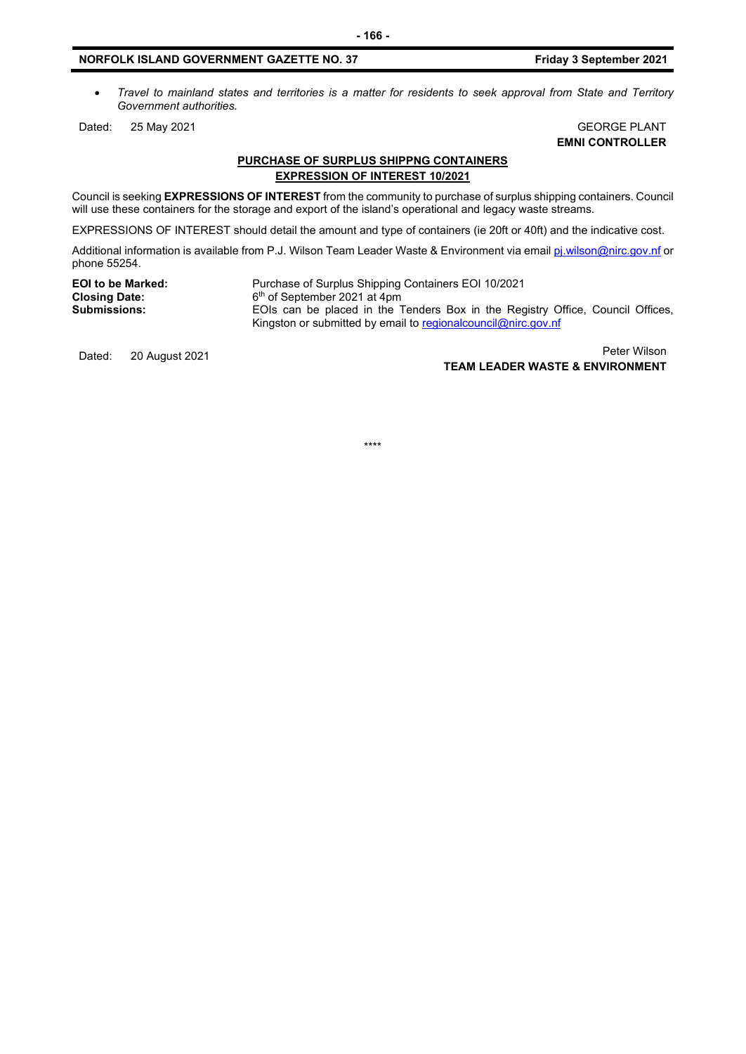- *Travel to mainland states and territories is a matter for residents to seek approval from State and Territory Government authorities.*

Dated: 25 May 2021

GEORGE PLANT
**EMNI CONTROLLER**

## PURCHASE OF SURPLUS SHIPPNG CONTAINERS
## EXPRESSION OF INTEREST 10/2021

Council is seeking **EXPRESSIONS OF INTEREST** from the community to purchase of surplus shipping containers. Council will use these containers for the storage and export of the island's operational and legacy waste streams.

EXPRESSIONS OF INTEREST should detail the amount and type of containers (ie 20ft or 40ft) and the indicative cost.

Additional information is available from P.J. Wilson Team Leader Waste & Environment via email pj.wilson@nirc.gov.nf or phone 55254.

| | |
|---|---|
| **EOI to be Marked:** | Purchase of Surplus Shipping Containers EOI 10/2021 |
| **Closing Date:** | 6th of September 2021 at 4pm |
| **Submissions:** | EOIs can be placed in the Tenders Box in the Registry Office, Council Offices, Kingston or submitted by email to regionalcouncil@nirc.gov.nf |

Dated: 20 August 2021

Peter Wilson
**TEAM LEADER WASTE & ENVIRONMENT**

\*\*\*\*